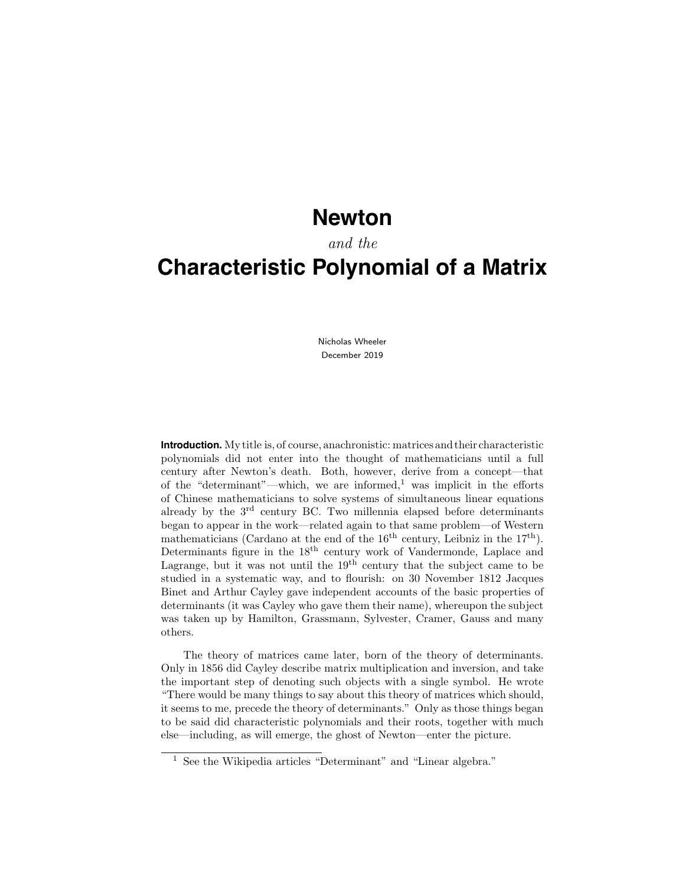# Newton

*and the*

# Characteristic Polynomial of a Matrix

Nicholas Wheeler
December 2019

**Introduction.** My title is, of course, anachronistic: matrices and their characteristic polynomials did not enter into the thought of mathematicians until a full century after Newton's death. Both, however, derive from a concept—that of the "determinant"—which, we are informed,[1] was implicit in the efforts of Chinese mathematicians to solve systems of simultaneous linear equations already by the 3rd century BC. Two millennia elapsed before determinants began to appear in the work—related again to that same problem—of Western mathematicians (Cardano at the end of the 16th century, Leibniz in the 17th). Determinants figure in the 18th century work of Vandermonde, Laplace and Lagrange, but it was not until the 19th century that the subject came to be studied in a systematic way, and to flourish: on 30 November 1812 Jacques Binet and Arthur Cayley gave independent accounts of the basic properties of determinants (it was Cayley who gave them their name), whereupon the subject was taken up by Hamilton, Grassmann, Sylvester, Cramer, Gauss and many others.

The theory of matrices came later, born of the theory of determinants. Only in 1856 did Cayley describe matrix multiplication and inversion, and take the important step of denoting such objects with a single symbol. He wrote "There would be many things to say about this theory of matrices which should, it seems to me, precede the theory of determinants." Only as those things began to be said did characteristic polynomials and their roots, together with much else—including, as will emerge, the ghost of Newton—enter the picture.

[1] See the Wikipedia articles "Determinant" and "Linear algebra."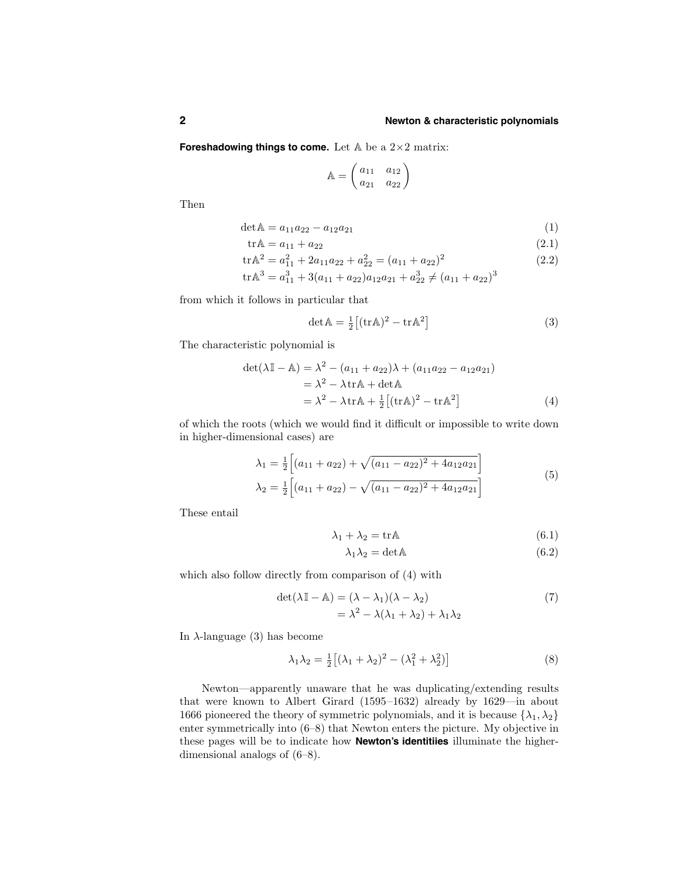**Foreshadowing things to come.** Let $\mathbb{A}$ be a $2\times2$ matrix:

$$\mathbb{A} = \begin{pmatrix} a_{11} & a_{12} \\ a_{21} & a_{22} \end{pmatrix}$$

Then

$$\det\mathbb{A} = a_{11}a_{22} - a_{12}a_{21} \tag{1}$$

$$\text{tr}\mathbb{A} = a_{11} + a_{22} \tag{2.1}$$

$$\text{tr}\mathbb{A}^2 = a_{11}^2 + 2a_{11}a_{22} + a_{22}^2 = (a_{11} + a_{22})^2 \tag{2.2}$$

$$\text{tr}\mathbb{A}^3 = a_{11}^3 + 3(a_{11} + a_{22})a_{12}a_{21} + a_{22}^3 \neq (a_{11} + a_{22})^3$$

from which it follows in particular that

$$\det\mathbb{A} = \tfrac{1}{2}\big[(\text{tr}\mathbb{A})^2 - \text{tr}\mathbb{A}^2\big] \tag{3}$$

The characteristic polynomial is

$$\begin{aligned}
\det(\lambda\mathbb{I} - \mathbb{A}) &= \lambda^2 - (a_{11} + a_{22})\lambda + (a_{11}a_{22} - a_{12}a_{21}) \\
&= \lambda^2 - \lambda\,\text{tr}\mathbb{A} + \det\mathbb{A} \\
&= \lambda^2 - \lambda\,\text{tr}\mathbb{A} + \tfrac{1}{2}\big[(\text{tr}\mathbb{A})^2 - \text{tr}\mathbb{A}^2\big]
\end{aligned} \tag{4}$$

of which the roots (which we would find it difficult or impossible to write down in higher-dimensional cases) are

$$\left.\begin{aligned}
\lambda_1 &= \tfrac{1}{2}\Big[(a_{11} + a_{22}) + \sqrt{(a_{11} - a_{22})^2 + 4a_{12}a_{21}}\Big] \\
\lambda_2 &= \tfrac{1}{2}\Big[(a_{11} + a_{22}) - \sqrt{(a_{11} - a_{22})^2 + 4a_{12}a_{21}}\Big]
\end{aligned}\right\} \tag{5}$$

These entail

$$\lambda_1 + \lambda_2 = \text{tr}\mathbb{A} \tag{6.1}$$

$$\lambda_1\lambda_2 = \det\mathbb{A} \tag{6.2}$$

which also follow directly from comparison of (4) with

$$\begin{aligned}
\det(\lambda\mathbb{I} - \mathbb{A}) &= (\lambda - \lambda_1)(\lambda - \lambda_2) \\
&= \lambda^2 - \lambda(\lambda_1 + \lambda_2) + \lambda_1\lambda_2
\end{aligned} \tag{7}$$

In $\lambda$-language (3) has become

$$\lambda_1\lambda_2 = \tfrac{1}{2}\big[(\lambda_1 + \lambda_2)^2 - (\lambda_1^2 + \lambda_2^2)\big] \tag{8}$$

Newton—apparently unaware that he was duplicating/extending results that were known to Albert Girard (1595–1632) already by 1629—in about 1666 pioneered the theory of symmetric polynomials, and it is because $\{\lambda_1, \lambda_2\}$ enter symmetrically into (6–8) that Newton enters the picture. My objective in these pages will be to indicate how **Newton's identitiies** illuminate the higher-dimensional analogs of (6–8).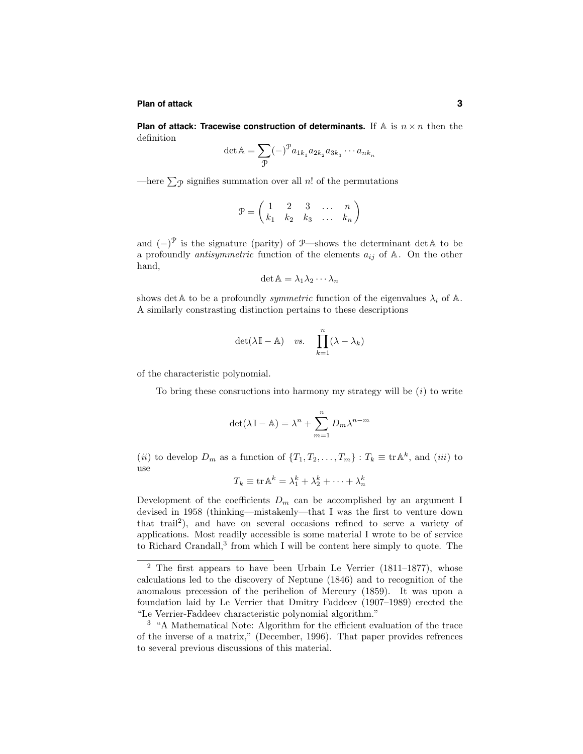**Plan of attack: Tracewise construction of determinants.** If $\mathbb{A}$ is $n \times n$ then the definition

$$\det \mathbb{A} = \sum_{\mathcal{P}} (-)^{\mathcal{P}} a_{1k_1} a_{2k_2} a_{3k_3} \cdots a_{nk_n}$$

—here $\sum_{\mathcal{P}}$ signifies summation over all $n!$ of the permutations

$$\mathcal{P} = \begin{pmatrix} 1 & 2 & 3 & \dots & n \\ k_1 & k_2 & k_3 & \dots & k_n \end{pmatrix}$$

and $(-)^{\mathcal{P}}$ is the signature (parity) of $\mathcal{P}$—shows the determinant $\det \mathbb{A}$ to be a profoundly *antisymmetric* function of the elements $a_{ij}$ of $\mathbb{A}$. On the other hand,

$$\det \mathbb{A} = \lambda_1 \lambda_2 \cdots \lambda_n$$

shows $\det \mathbb{A}$ to be a profoundly *symmetric* function of the eigenvalues $\lambda_i$ of $\mathbb{A}$. A similarly constrasting distinction pertains to these descriptions

$$\det(\lambda \mathbb{I} - \mathbb{A}) \quad vs. \quad \prod_{k=1}^{n} (\lambda - \lambda_k)$$

of the characteristic polynomial.

To bring these consructions into harmony my strategy will be $(i)$ to write

$$\det(\lambda \mathbb{I} - \mathbb{A}) = \lambda^n + \sum_{m=1}^{n} D_m \lambda^{n-m}$$

$(ii)$ to develop $D_m$ as a function of $\{T_1, T_2, \dots, T_m\} : T_k \equiv \operatorname{tr} \mathbb{A}^k$, and $(iii)$ to use

$$T_k \equiv \operatorname{tr} \mathbb{A}^k = \lambda_1^k + \lambda_2^k + \cdots + \lambda_n^k$$

Development of the coefficients $D_m$ can be accomplished by an argument I devised in 1958 (thinking—mistakenly—that I was the first to venture down that trail[2]), and have on several occasions refined to serve a variety of applications. Most readily accessible is some material I wrote to be of service to Richard Crandall,[3] from which I will be content here simply to quote. The

[2] The first appears to have been Urbain Le Verrier (1811–1877), whose calculations led to the discovery of Neptune (1846) and to recognition of the anomalous precession of the perihelion of Mercury (1859). It was upon a foundation laid by Le Verrier that Dmitry Faddeev (1907–1989) erected the "Le Verrier-Faddeev characteristic polynomial algorithm."

[3] "A Mathematical Note: Algorithm for the efficient evaluation of the trace of the inverse of a matrix," (December, 1996). That paper provides refrences to several previous discussions of this material.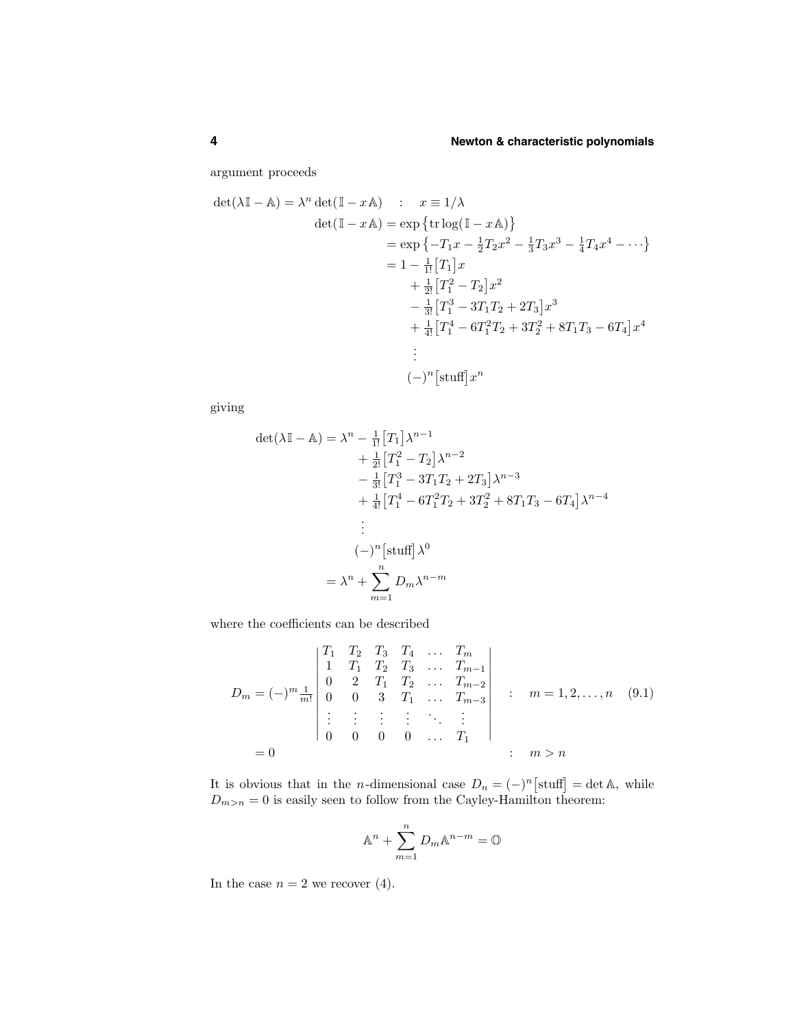argument proceeds

$$
\begin{aligned}
\det(\lambda\mathbb{I} - \mathbb{A}) &= \lambda^n \det(\mathbb{I} - x\,\mathbb{A}) \quad : \quad x \equiv 1/\lambda \\
\det(\mathbb{I} - x\,\mathbb{A}) &= \exp\big\{\mathrm{tr}\log(\mathbb{I} - x\,\mathbb{A})\big\} \\
&= \exp\big\{-T_1 x - \tfrac{1}{2}T_2 x^2 - \tfrac{1}{3}T_3 x^3 - \tfrac{1}{4}T_4 x^4 - \cdots\big\} \\
&= 1 - \tfrac{1}{1!}\big[T_1\big]x \\
&\quad + \tfrac{1}{2!}\big[T_1^2 - T_2\big]x^2 \\
&\quad - \tfrac{1}{3!}\big[T_1^3 - 3T_1T_2 + 2T_3\big]x^3 \\
&\quad + \tfrac{1}{4!}\big[T_1^4 - 6T_1^2T_2 + 3T_2^2 + 8T_1T_3 - 6T_4\big]x^4 \\
&\quad \vdots \\
&\quad (-)^n\big[\text{stuff}\big]x^n
\end{aligned}
$$

giving

$$
\begin{aligned}
\det(\lambda\mathbb{I} - \mathbb{A}) &= \lambda^n - \tfrac{1}{1!}\big[T_1\big]\lambda^{n-1} \\
&\quad + \tfrac{1}{2!}\big[T_1^2 - T_2\big]\lambda^{n-2} \\
&\quad - \tfrac{1}{3!}\big[T_1^3 - 3T_1T_2 + 2T_3\big]\lambda^{n-3} \\
&\quad + \tfrac{1}{4!}\big[T_1^4 - 6T_1^2T_2 + 3T_2^2 + 8T_1T_3 - 6T_4\big]\lambda^{n-4} \\
&\quad \vdots \\
&\quad (-)^n\big[\text{stuff}\big]\lambda^0 \\
&= \lambda^n + \sum_{m=1}^{n} D_m \lambda^{n-m}
\end{aligned}
$$

where the coefficients can be described

$$
\begin{aligned}
D_m &= (-)^m \tfrac{1}{m!}\begin{vmatrix}
T_1 & T_2 & T_3 & T_4 & \dots & T_m \\
1 & T_1 & T_2 & T_3 & \dots & T_{m-1} \\
0 & 2 & T_1 & T_2 & \dots & T_{m-2} \\
0 & 0 & 3 & T_1 & \dots & T_{m-3} \\
\vdots & \vdots & \vdots & \vdots & \ddots & \vdots \\
0 & 0 & 0 & 0 & \dots & T_1
\end{vmatrix} \quad : \quad m = 1, 2, \ldots, n \qquad (9.1) \\
&= 0 \qquad\qquad\qquad\qquad\qquad\qquad\qquad\qquad\qquad : \quad m > n
\end{aligned}
$$

It is obvious that in the $n$-dimensional case $D_n = (-)^n\big[\text{stuff}\big] = \det\mathbb{A}$, while $D_{m>n} = 0$ is easily seen to follow from the Cayley-Hamilton theorem:

$$
\mathbb{A}^n + \sum_{m=1}^{n} D_m \mathbb{A}^{n-m} = \mathbb{O}
$$

In the case $n = 2$ we recover (4).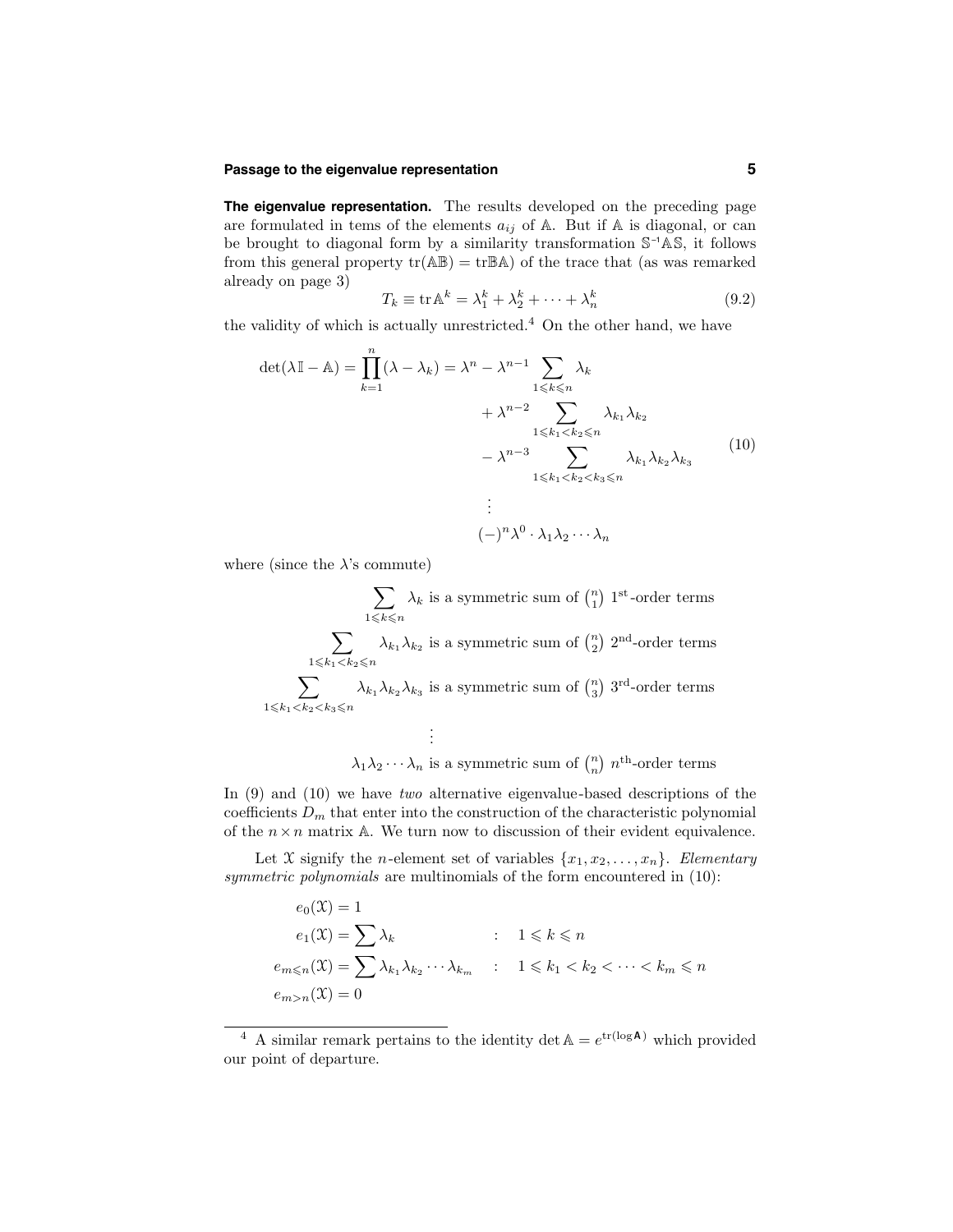**The eigenvalue representation.** The results developed on the preceding page are formulated in tems of the elements $a_{ij}$ of $\mathbb{A}$. But if $\mathbb{A}$ is diagonal, or can be brought to diagonal form by a similarity transformation $\mathbb{S}^{-1}\mathbb{A}\mathbb{S}$, it follows from this general property $\text{tr}(\mathbb{A}\mathbb{B}) = \text{tr}\mathbb{B}\mathbb{A})$ of the trace that (as was remarked already on page 3)

$$T_k \equiv \text{tr}\,\mathbb{A}^k = \lambda_1^k + \lambda_2^k + \cdots + \lambda_n^k \tag{9.2}$$

the validity of which is actually unrestricted.[4] On the other hand, we have

$$\begin{aligned}
\det(\lambda\mathbb{I} - \mathbb{A}) = \prod_{k=1}^{n}(\lambda - \lambda_k) = \lambda^n &- \lambda^{n-1}\sum_{1\leqslant k\leqslant n}\lambda_k \\
&+ \lambda^{n-2}\sum_{1\leqslant k_1<k_2\leqslant n}\lambda_{k_1}\lambda_{k_2} \\
&- \lambda^{n-3}\sum_{1\leqslant k_1<k_2<k_3\leqslant n}\lambda_{k_1}\lambda_{k_2}\lambda_{k_3} \\
&\;\;\vdots \\
&(-)^n\lambda^0\cdot\lambda_1\lambda_2\cdots\lambda_n
\end{aligned} \tag{10}$$

where (since the $\lambda$'s commute)

$$\sum_{1\leqslant k\leqslant n}\lambda_k \text{ is a symmetric sum of } \tbinom{n}{1} \text{ 1}^{\text{st}}\text{-order terms}$$

$$\sum_{1\leqslant k_1<k_2\leqslant n}\lambda_{k_1}\lambda_{k_2} \text{ is a symmetric sum of } \tbinom{n}{2} \text{ 2}^{\text{nd}}\text{-order terms}$$

$$\sum_{1\leqslant k_1<k_2<k_3\leqslant n}\lambda_{k_1}\lambda_{k_2}\lambda_{k_3} \text{ is a symmetric sum of } \tbinom{n}{3} \text{ 3}^{\text{rd}}\text{-order terms}$$

$$\vdots$$

$$\lambda_1\lambda_2\cdots\lambda_n \text{ is a symmetric sum of } \tbinom{n}{n} \; n^{\text{th}}\text{-order terms}$$

In (9) and (10) we have *two* alternative eigenvalue-based descriptions of the coefficients $D_m$ that enter into the construction of the characteristic polynomial of the $n \times n$ matrix $\mathbb{A}$. We turn now to discussion of their evident equivalence.

Let $\mathcal{X}$ signify the $n$-element set of variables $\{x_1, x_2, \ldots, x_n\}$. *Elementary symmetric polynomials* are multinomials of the form encountered in (10):

$$\begin{aligned}
e_0(\mathcal{X}) &= 1 \\
e_1(\mathcal{X}) &= \sum \lambda_k & &: \quad 1 \leqslant k \leqslant n \\
e_{m\leqslant n}(\mathcal{X}) &= \sum \lambda_{k_1}\lambda_{k_2}\cdots\lambda_{k_m} & &: \quad 1 \leqslant k_1 < k_2 < \cdots < k_m \leqslant n \\
e_{m>n}(\mathcal{X}) &= 0
\end{aligned}$$

---

[4] A similar remark pertains to the identity $\det\mathbb{A} = e^{\text{tr}(\log\mathbf{A})}$ which provided our point of departure.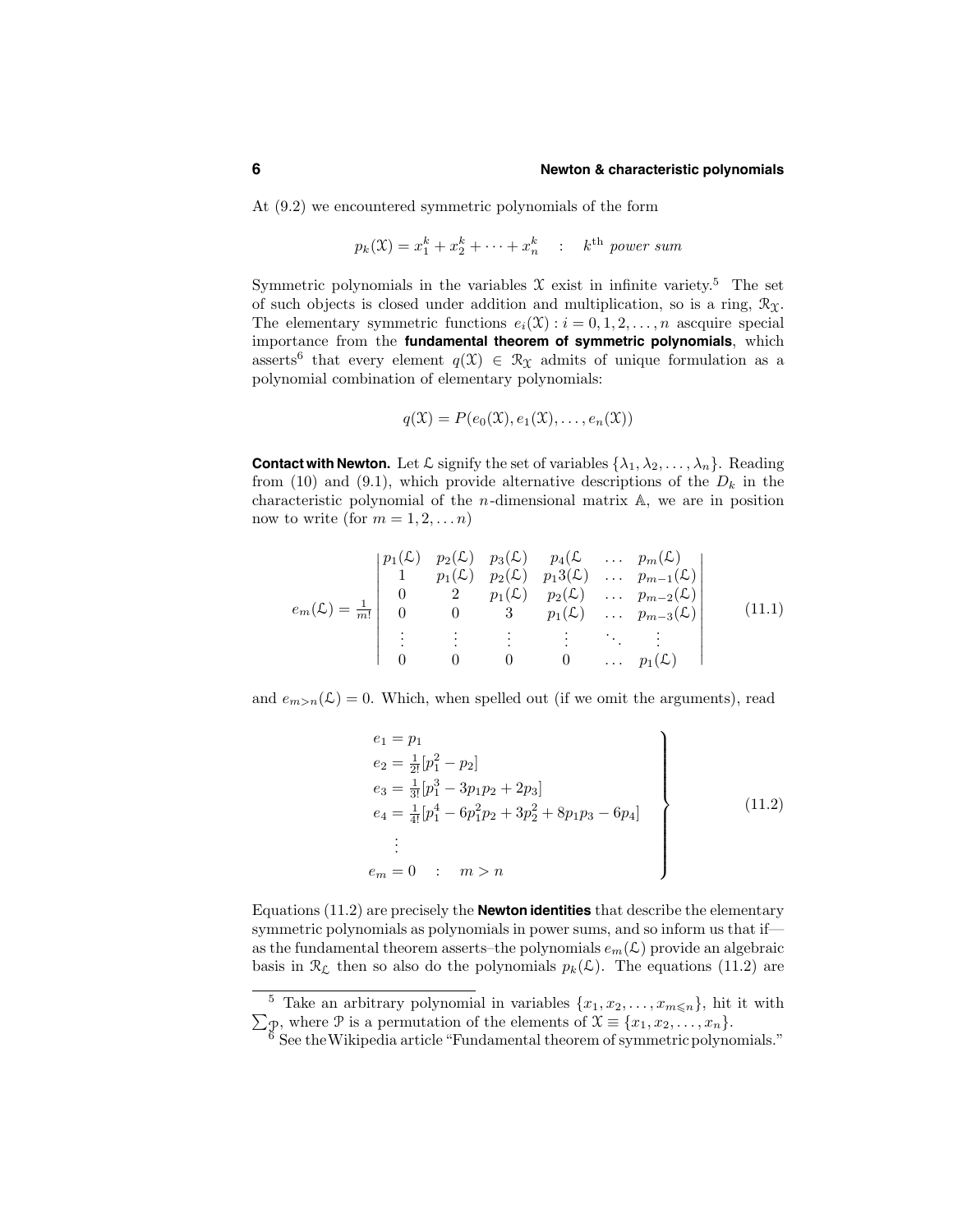At (9.2) we encountered symmetric polynomials of the form

$$p_k(\mathfrak{X}) = x_1^k + x_2^k + \cdots + x_n^k \quad : \quad k^{\text{th}} \textit{ power sum}$$

Symmetric polynomials in the variables $\mathfrak{X}$ exist in infinite variety.[5] The set of such objects is closed under addition and multiplication, so is a ring, $\mathcal{R}_\mathfrak{X}$. The elementary symmetric functions $e_i(\mathfrak{X}) : i = 0, 1, 2, \ldots, n$ ascquire special importance from the **fundamental theorem of symmetric polynomials**, which asserts[6] that every element $q(\mathfrak{X}) \in \mathcal{R}_\mathfrak{X}$ admits of unique formulation as a polynomial combination of elementary polynomials:

$$q(\mathfrak{X}) = P(e_0(\mathfrak{X}), e_1(\mathfrak{X}), \ldots, e_n(\mathfrak{X}))$$

**Contact with Newton.** Let $\mathcal{L}$ signify the set of variables $\{\lambda_1, \lambda_2, \ldots, \lambda_n\}$. Reading from (10) and (9.1), which provide alternative descriptions of the $D_k$ in the characteristic polynomial of the $n$-dimensional matrix $\mathbb{A}$, we are in position now to write (for $m = 1, 2, \ldots n$)

$$e_m(\mathcal{L}) = \tfrac{1}{m!}\begin{vmatrix} p_1(\mathcal{L}) & p_2(\mathcal{L}) & p_3(\mathcal{L}) & p_4(\mathcal{L} & \ldots & p_m(\mathcal{L}) \\ 1 & p_1(\mathcal{L}) & p_2(\mathcal{L}) & p_13(\mathcal{L}) & \ldots & p_{m-1}(\mathcal{L}) \\ 0 & 2 & p_1(\mathcal{L}) & p_2(\mathcal{L}) & \ldots & p_{m-2}(\mathcal{L}) \\ 0 & 0 & 3 & p_1(\mathcal{L}) & \ldots & p_{m-3}(\mathcal{L}) \\ \vdots & \vdots & \vdots & \vdots & \ddots & \vdots \\ 0 & 0 & 0 & 0 & \ldots & p_1(\mathcal{L}) \end{vmatrix} \tag{11.1}$$

and $e_{m>n}(\mathcal{L}) = 0$. Which, when spelled out (if we omit the arguments), read

$$\left.\begin{aligned} e_1 &= p_1 \\ e_2 &= \tfrac{1}{2!}[p_1^2 - p_2] \\ e_3 &= \tfrac{1}{3!}[p_1^3 - 3p_1p_2 + 2p_3] \\ e_4 &= \tfrac{1}{4!}[p_1^4 - 6p_1^2p_2 + 3p_2^2 + 8p_1p_3 - 6p_4] \\ &\;\;\vdots \\ e_m &= 0 \quad : \quad m > n \end{aligned}\right\} \tag{11.2}$$

Equations (11.2) are precisely the **Newton identities** that describe the elementary symmetric polynomials as polynomials in power sums, and so inform us that if—as the fundamental theorem asserts–the polynomials $e_m(\mathcal{L})$ provide an algebraic basis in $\mathcal{R}_\mathcal{L}$ then so also do the polynomials $p_k(\mathcal{L})$. The equations (11.2) are

---

[5] Take an arbitrary polynomial in variables $\{x_1, x_2, \ldots, x_{m\leqslant n}\}$, hit it with $\sum_\mathcal{P}$, where $\mathcal{P}$ is a permutation of the elements of $\mathfrak{X} \equiv \{x_1, x_2, \ldots, x_n\}$.

[6] See the Wikipedia article "Fundamental theorem of symmetric polynomials."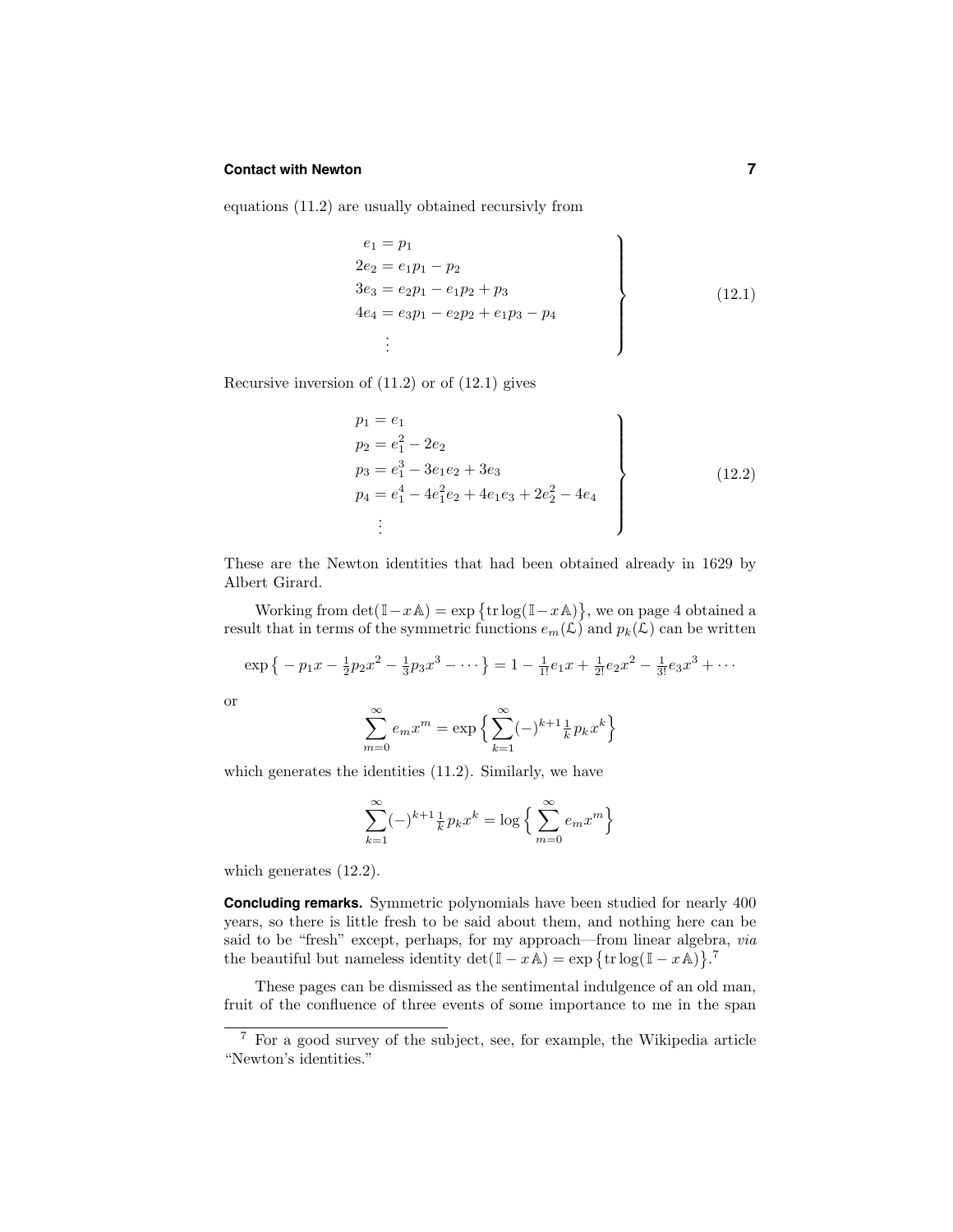equations (11.2) are usually obtained recursivly from

$$
\left.\begin{aligned}
e_1 &= p_1\\
2e_2 &= e_1 p_1 - p_2\\
3e_3 &= e_2 p_1 - e_1 p_2 + p_3\\
4e_4 &= e_3 p_1 - e_2 p_2 + e_1 p_3 - p_4\\
&\;\vdots
\end{aligned}\right\} \tag{12.1}
$$

Recursive inversion of (11.2) or of (12.1) gives

$$
\left.\begin{aligned}
p_1 &= e_1\\
p_2 &= e_1^2 - 2e_2\\
p_3 &= e_1^3 - 3e_1 e_2 + 3e_3\\
p_4 &= e_1^4 - 4e_1^2 e_2 + 4e_1 e_3 + 2e_2^2 - 4e_4\\
&\;\vdots
\end{aligned}\right\} \tag{12.2}
$$

These are the Newton identities that had been obtained already in 1629 by Albert Girard.

Working from $\det(\mathbb{I} - x\,\mathbb{A}) = \exp\big\{\mathrm{tr}\log(\mathbb{I} - x\,\mathbb{A})\big\}$, we on page 4 obtained a result that in terms of the symmetric functions $e_m(\mathcal{L})$ and $p_k(\mathcal{L})$ can be written

$$
\exp\big\{-p_1 x - \tfrac{1}{2}p_2 x^2 - \tfrac{1}{3}p_3 x^3 - \cdots\big\} = 1 - \tfrac{1}{1!}e_1 x + \tfrac{1}{2!}e_2 x^2 - \tfrac{1}{3!}e_3 x^3 + \cdots
$$

or

$$
\sum_{m=0}^{\infty} e_m x^m = \exp\Big\{\sum_{k=1}^{\infty}(-)^{k+1}\tfrac{1}{k}p_k x^k\Big\}
$$

which generates the identities (11.2). Similarly, we have

$$
\sum_{k=1}^{\infty}(-)^{k+1}\tfrac{1}{k}p_k x^k = \log\Big\{\sum_{m=0}^{\infty} e_m x^m\Big\}
$$

which generates (12.2).

**Concluding remarks.** Symmetric polynomials have been studied for nearly 400 years, so there is little fresh to be said about them, and nothing here can be said to be "fresh" except, perhaps, for my approach—from linear algebra, *via* the beautiful but nameless identity $\det(\mathbb{I} - x\,\mathbb{A}) = \exp\big\{\mathrm{tr}\log(\mathbb{I} - x\,\mathbb{A})\big\}$.[7]

These pages can be dismissed as the sentimental indulgence of an old man, fruit of the confluence of three events of some importance to me in the span

[7] For a good survey of the subject, see, for example, the Wikipedia article "Newton's identities."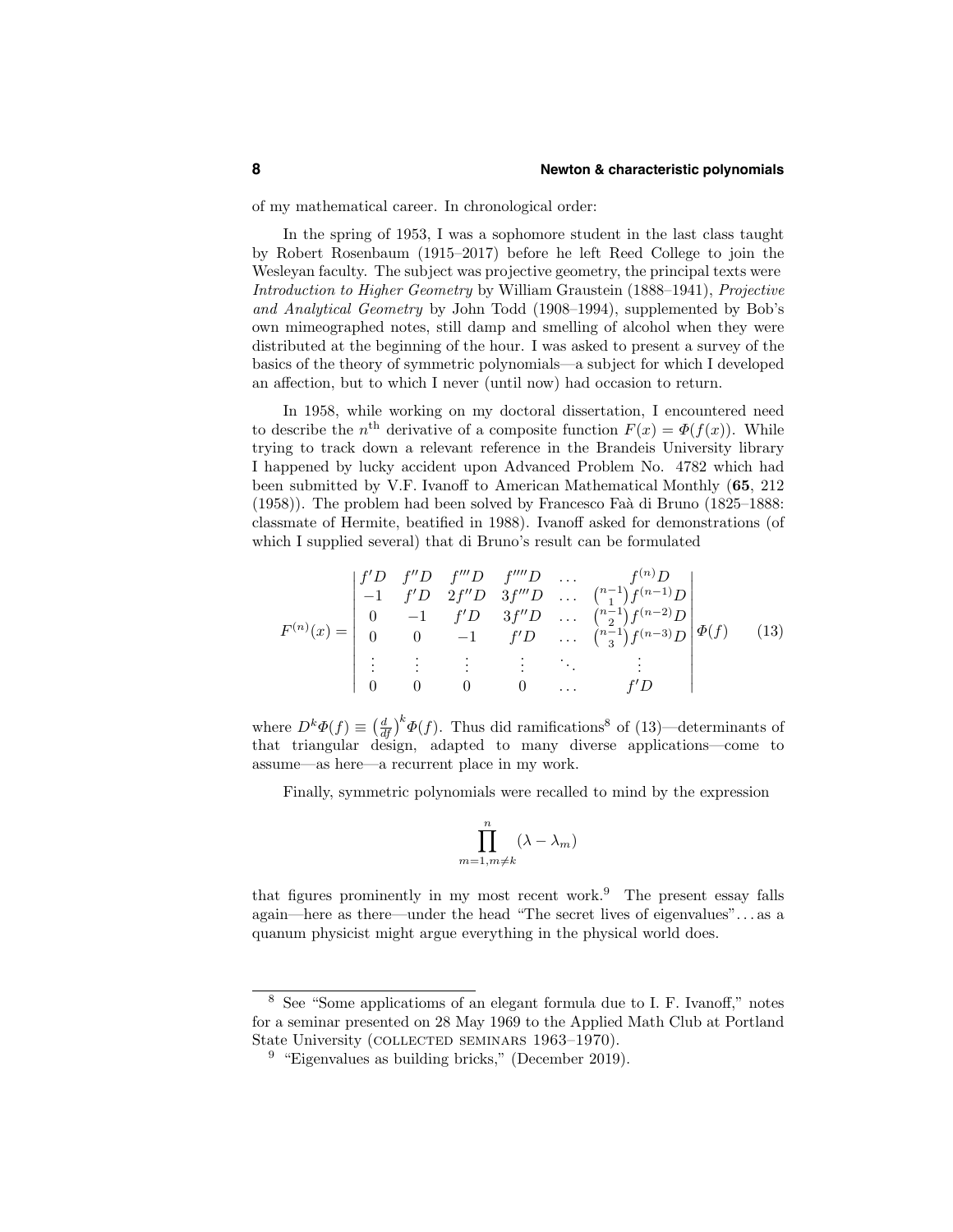of my mathematical career. In chronological order:

In the spring of 1953, I was a sophomore student in the last class taught by Robert Rosenbaum (1915–2017) before he left Reed College to join the Wesleyan faculty. The subject was projective geometry, the principal texts were *Introduction to Higher Geometry* by William Graustein (1888–1941), *Projective and Analytical Geometry* by John Todd (1908–1994), supplemented by Bob's own mimeographed notes, still damp and smelling of alcohol when they were distributed at the beginning of the hour. I was asked to present a survey of the basics of the theory of symmetric polynomials—a subject for which I developed an affection, but to which I never (until now) had occasion to return.

In 1958, while working on my doctoral dissertation, I encountered need to describe the $n^{\text{th}}$ derivative of a composite function $F(x) = \varPhi(f(x))$. While trying to track down a relevant reference in the Brandeis University library I happened by lucky accident upon Advanced Problem No. 4782 which had been submitted by V.F. Ivanoff to American Mathematical Monthly (**65**, 212 (1958)). The problem had been solved by Francesco Faà di Bruno (1825–1888: classmate of Hermite, beatified in 1988). Ivanoff asked for demonstrations (of which I supplied several) that di Bruno's result can be formulated

$$F^{(n)}(x) = \begin{vmatrix} f'D & f''D & f'''D & f''''D & \dots & f^{(n)}D \\ -1 & f'D & 2f''D & 3f'''D & \dots & \binom{n-1}{1}f^{(n-1)}D \\ 0 & -1 & f'D & 3f''D & \dots & \binom{n-1}{2}f^{(n-2)}D \\ 0 & 0 & -1 & f'D & \dots & \binom{n-1}{3}f^{(n-3)}D \\ \vdots & \vdots & \vdots & \vdots & \ddots & \vdots \\ 0 & 0 & 0 & 0 & \dots & f'D \end{vmatrix} \varPhi(f) \tag{13}$$

where $D^k\varPhi(f) \equiv \left(\frac{d}{df}\right)^k \varPhi(f)$. Thus did ramifications[8] of (13)—determinants of that triangular design, adapted to many diverse applications—come to assume—as here—a recurrent place in my work.

Finally, symmetric polynomials were recalled to mind by the expression

$$\prod_{m=1, m\neq k}^{n} (\lambda - \lambda_m)$$

that figures prominently in my most recent work.[9] The present essay falls again—here as there—under the head "The secret lives of eigenvalues"... as a quanum physicist might argue everything in the physical world does.

---

[8] See "Some applicatioms of an elegant formula due to I. F. Ivanoff," notes for a seminar presented on 28 May 1969 to the Applied Math Club at Portland State University (COLLECTED SEMINARS 1963–1970).

[9] "Eigenvalues as building bricks," (December 2019).